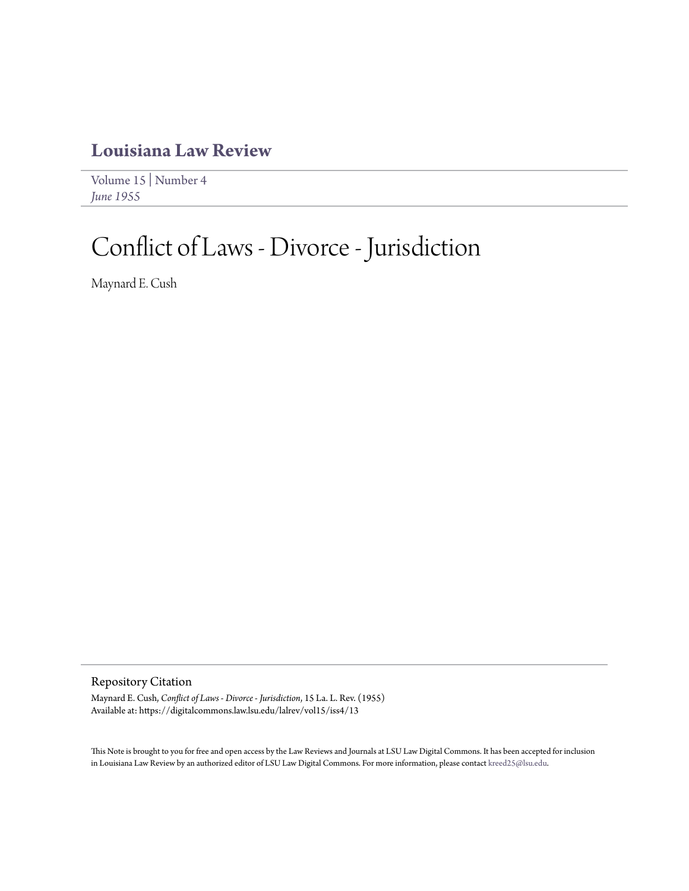# Louisiana Law Review

Volume 15 | Number 4
*June 1955*

# Conflict of Laws - Divorce - Jurisdiction

Maynard E. Cush

## Repository Citation

Maynard E. Cush, *Conflict of Laws - Divorce - Jurisdiction*, 15 La. L. Rev. (1955)
Available at: https://digitalcommons.law.lsu.edu/lalrev/vol15/iss4/13

This Note is brought to you for free and open access by the Law Reviews and Journals at LSU Law Digital Commons. It has been accepted for inclusion in Louisiana Law Review by an authorized editor of LSU Law Digital Commons. For more information, please contact kreed25@lsu.edu.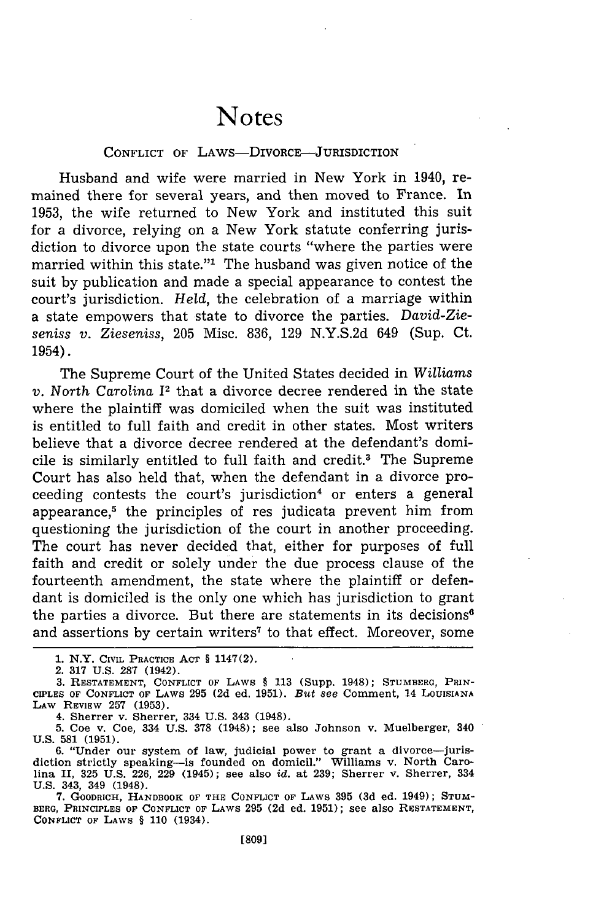# Notes

## CONFLICT OF LAWS—DIVORCE—JURISDICTION

Husband and wife were married in New York in 1940, remained there for several years, and then moved to France. In 1953, the wife returned to New York and instituted this suit for a divorce, relying on a New York statute conferring jurisdiction to divorce upon the state courts "where the parties were married within this state."[1] The husband was given notice of the suit by publication and made a special appearance to contest the court's jurisdiction. *Held*, the celebration of a marriage within a state empowers that state to divorce the parties. *David-Zieseniss v. Zieseniss*, 205 Misc. 836, 129 N.Y.S.2d 649 (Sup. Ct. 1954).

The Supreme Court of the United States decided in *Williams v. North Carolina I*[2] that a divorce decree rendered in the state where the plaintiff was domiciled when the suit was instituted is entitled to full faith and credit in other states. Most writers believe that a divorce decree rendered at the defendant's domicile is similarly entitled to full faith and credit.[3] The Supreme Court has also held that, when the defendant in a divorce proceeding contests the court's jurisdiction[4] or enters a general appearance,[5] the principles of res judicata prevent him from questioning the jurisdiction of the court in another proceeding. The court has never decided that, either for purposes of full faith and credit or solely under the due process clause of the fourteenth amendment, the state where the plaintiff or defendant is domiciled is the only one which has jurisdiction to grant the parties a divorce. But there are statements in its decisions[6] and assertions by certain writers[7] to that effect. Moreover, some

---

1. N.Y. CIVIL PRACTICE ACT § 1147(2).
2. 317 U.S. 287 (1942).
3. RESTATEMENT, CONFLICT OF LAWS § 113 (Supp. 1948); STUMBERG, PRINCIPLES OF CONFLICT OF LAWS 295 (2d ed. 1951). *But see* Comment, 14 LOUISIANA LAW REVIEW 257 (1953).
4. Sherrer v. Sherrer, 334 U.S. 343 (1948).
5. Coe v. Coe, 334 U.S. 378 (1948); see also Johnson v. Muelberger, 340 U.S. 581 (1951).
6. "Under our system of law, judicial power to grant a divorce—jurisdiction strictly speaking—is founded on domicil." Williams v. North Carolina II, 325 U.S. 226, 229 (1945); see also *id.* at 239; Sherrer v. Sherrer, 334 U.S. 343, 349 (1948).
7. GOODRICH, HANDBOOK OF THE CONFLICT OF LAWS 395 (3d ed. 1949); STUMBERG, PRINCIPLES OF CONFLICT OF LAWS 295 (2d ed. 1951); see also RESTATEMENT, CONFLICT OF LAWS § 110 (1934).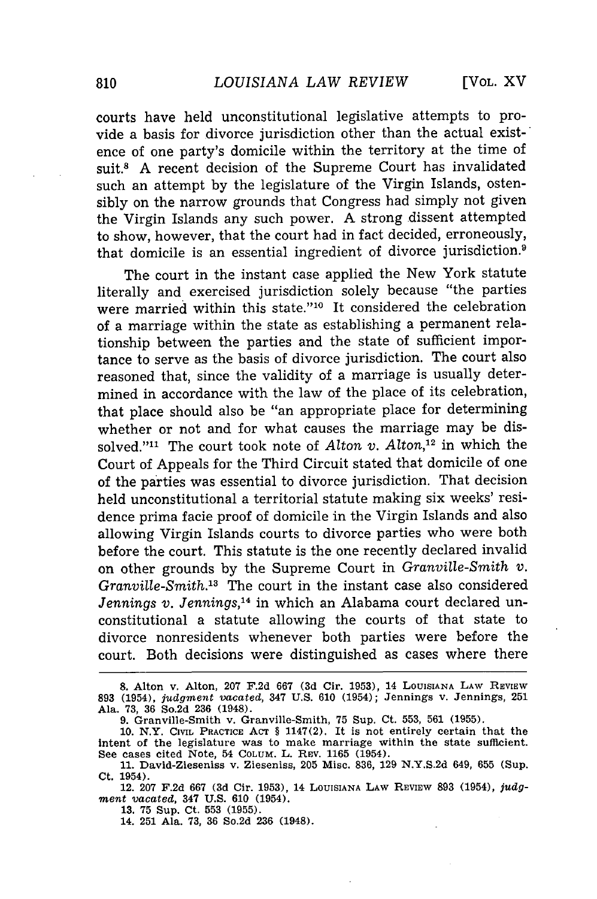courts have held unconstitutional legislative attempts to provide a basis for divorce jurisdiction other than the actual existence of one party's domicile within the territory at the time of suit.[8] A recent decision of the Supreme Court has invalidated such an attempt by the legislature of the Virgin Islands, ostensibly on the narrow grounds that Congress had simply not given the Virgin Islands any such power. A strong dissent attempted to show, however, that the court had in fact decided, erroneously, that domicile is an essential ingredient of divorce jurisdiction.[9]

The court in the instant case applied the New York statute literally and exercised jurisdiction solely because "the parties were married within this state."[10] It considered the celebration of a marriage within the state as establishing a permanent relationship between the parties and the state of sufficient importance to serve as the basis of divorce jurisdiction. The court also reasoned that, since the validity of a marriage is usually determined in accordance with the law of the place of its celebration, that place should also be "an appropriate place for determining whether or not and for what causes the marriage may be dissolved."[11] The court took note of *Alton v. Alton*,[12] in which the Court of Appeals for the Third Circuit stated that domicile of one of the parties was essential to divorce jurisdiction. That decision held unconstitutional a territorial statute making six weeks' residence prima facie proof of domicile in the Virgin Islands and also allowing Virgin Islands courts to divorce parties who were both before the court. This statute is the one recently declared invalid on other grounds by the Supreme Court in *Granville-Smith v. Granville-Smith*.[13] The court in the instant case also considered *Jennings v. Jennings*,[14] in which an Alabama court declared unconstitutional a statute allowing the courts of that state to divorce nonresidents whenever both parties were before the court. Both decisions were distinguished as cases where there

---

8. Alton v. Alton, 207 F.2d 667 (3d Cir. 1953), 14 LOUISIANA LAW REVIEW 893 (1954), *judgment vacated*, 347 U.S. 610 (1954); Jennings v. Jennings, 251 Ala. 73, 36 So.2d 236 (1948).

9. Granville-Smith v. Granville-Smith, 75 Sup. Ct. 553, 561 (1955).

10. N.Y. CIVIL PRACTICE ACT § 1147(2). It is not entirely certain that the intent of the legislature was to make marriage within the state sufficient. See cases cited Note, 54 COLUM. L. REV. 1165 (1954).

11. David-Zieseniss v. Zieseniss, 205 Misc. 836, 129 N.Y.S.2d 649, 655 (Sup. Ct. 1954).

12. 207 F.2d 667 (3d Cir. 1953), 14 LOUISIANA LAW REVIEW 893 (1954), *judgment vacated*, 347 U.S. 610 (1954).

13. 75 Sup. Ct. 553 (1955).

14. 251 Ala. 73, 36 So.2d 236 (1948).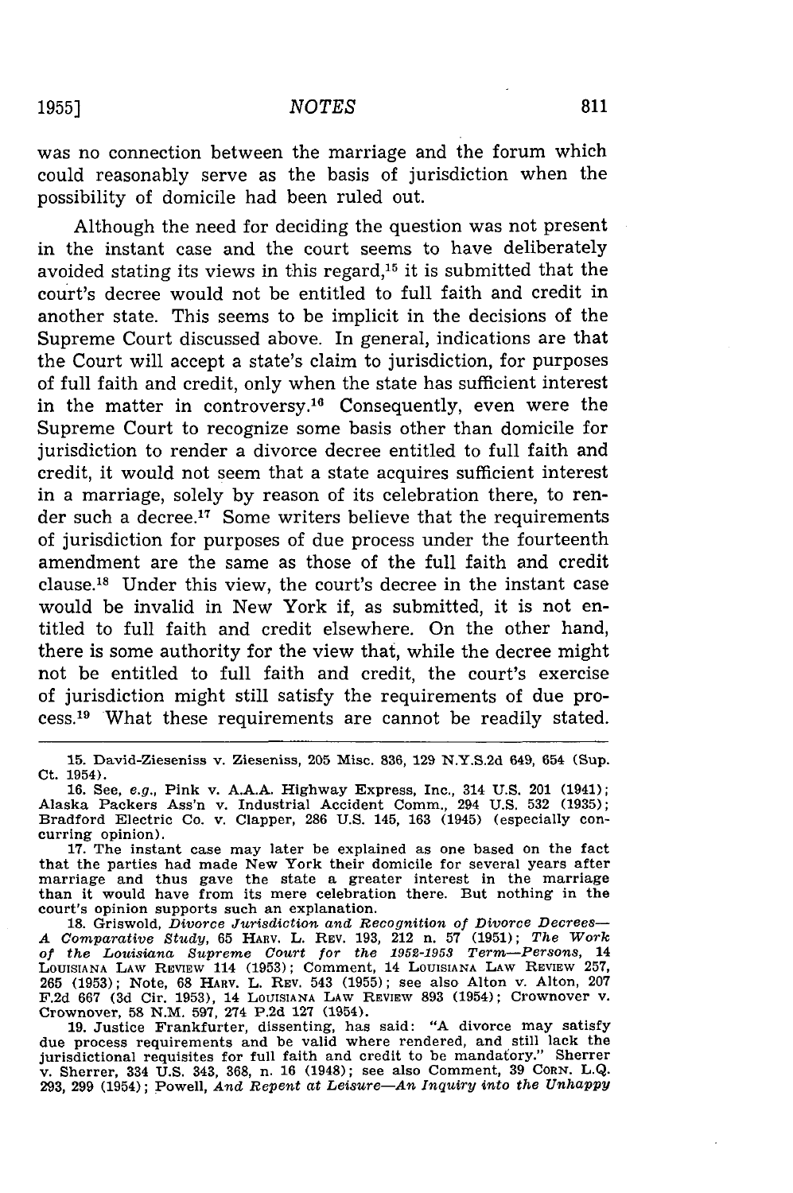was no connection between the marriage and the forum which could reasonably serve as the basis of jurisdiction when the possibility of domicile had been ruled out.

Although the need for deciding the question was not present in the instant case and the court seems to have deliberately avoided stating its views in this regard,[15] it is submitted that the court's decree would not be entitled to full faith and credit in another state. This seems to be implicit in the decisions of the Supreme Court discussed above. In general, indications are that the Court will accept a state's claim to jurisdiction, for purposes of full faith and credit, only when the state has sufficient interest in the matter in controversy.[16] Consequently, even were the Supreme Court to recognize some basis other than domicile for jurisdiction to render a divorce decree entitled to full faith and credit, it would not seem that a state acquires sufficient interest in a marriage, solely by reason of its celebration there, to render such a decree.[17] Some writers believe that the requirements of jurisdiction for purposes of due process under the fourteenth amendment are the same as those of the full faith and credit clause.[18] Under this view, the court's decree in the instant case would be invalid in New York if, as submitted, it is not entitled to full faith and credit elsewhere. On the other hand, there is some authority for the view that, while the decree might not be entitled to full faith and credit, the court's exercise of jurisdiction might still satisfy the requirements of due process.[19] What these requirements are cannot be readily stated.

---

15. David-Zieseniss v. Zieseniss, 205 Misc. 836, 129 N.Y.S.2d 649, 654 (Sup. Ct. 1954).

16. See, *e.g.*, Pink v. A.A.A. Highway Express, Inc., 314 U.S. 201 (1941); Alaska Packers Ass'n v. Industrial Accident Comm., 294 U.S. 532 (1935); Bradford Electric Co. v. Clapper, 286 U.S. 145, 163 (1945) (especially concurring opinion).

17. The instant case may later be explained as one based on the fact that the parties had made New York their domicile for several years after marriage and thus gave the state a greater interest in the marriage than it would have from its mere celebration there. But nothing in the court's opinion supports such an explanation.

18. Griswold, *Divorce Jurisdiction and Recognition of Divorce Decrees—A Comparative Study*, 65 HARV. L. REV. 193, 212 n. 57 (1951); *The Work of the Louisiana Supreme Court for the 1952-1953 Term—Persons*, 14 LOUISIANA LAW REVIEW 114 (1953); Comment, 14 LOUISIANA LAW REVIEW 257, 265 (1953); Note, 68 HARV. L. REV. 543 (1955); see also Alton v. Alton, 207 F.2d 667 (3d Cir. 1953), 14 LOUISIANA LAW REVIEW 893 (1954); Crownover v. Crownover, 58 N.M. 597, 274 P.2d 127 (1954).

19. Justice Frankfurter, dissenting, has said: "A divorce may satisfy due process requirements and be valid where rendered, and still lack the jurisdictional requisites for full faith and credit to be mandatory." Sherrer v. Sherrer, 334 U.S. 343, 368, n. 16 (1948); see also Comment, 39 CORN. L.Q. 293, 299 (1954); Powell, *And Repent at Leisure—An Inquiry into the Unhappy*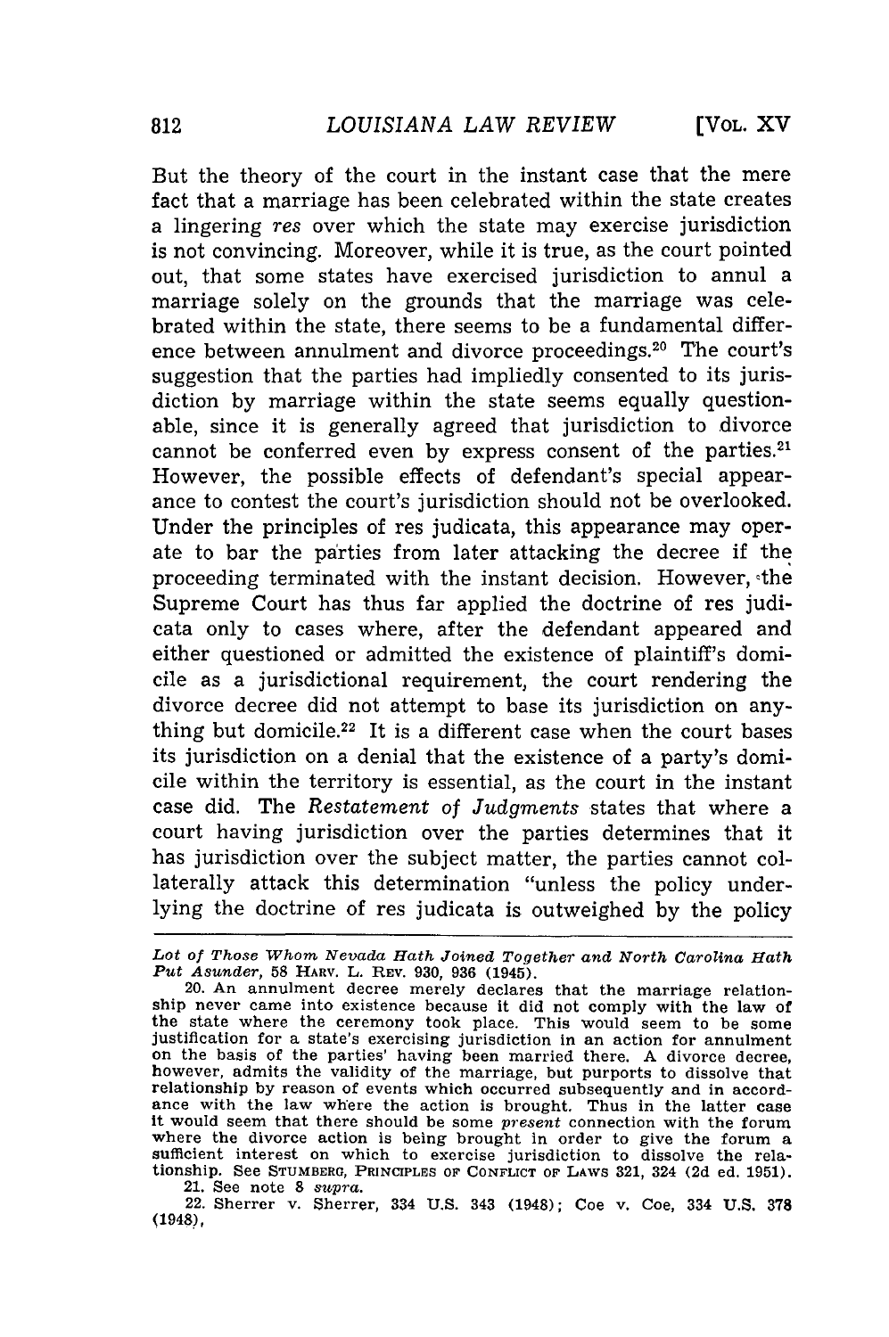But the theory of the court in the instant case that the mere fact that a marriage has been celebrated within the state creates a lingering *res* over which the state may exercise jurisdiction is not convincing. Moreover, while it is true, as the court pointed out, that some states have exercised jurisdiction to annul a marriage solely on the grounds that the marriage was celebrated within the state, there seems to be a fundamental difference between annulment and divorce proceedings.[20] The court's suggestion that the parties had impliedly consented to its jurisdiction by marriage within the state seems equally questionable, since it is generally agreed that jurisdiction to divorce cannot be conferred even by express consent of the parties.[21] However, the possible effects of defendant's special appearance to contest the court's jurisdiction should not be overlooked. Under the principles of res judicata, this appearance may operate to bar the parties from later attacking the decree if the proceeding terminated with the instant decision. However, the Supreme Court has thus far applied the doctrine of res judicata only to cases where, after the defendant appeared and either questioned or admitted the existence of plaintiff's domicile as a jurisdictional requirement, the court rendering the divorce decree did not attempt to base its jurisdiction on anything but domicile.[22] It is a different case when the court bases its jurisdiction on a denial that the existence of a party's domicile within the territory is essential, as the court in the instant case did. The *Restatement of Judgments* states that where a court having jurisdiction over the parties determines that it has jurisdiction over the subject matter, the parties cannot collaterally attack this determination "unless the policy underlying the doctrine of res judicata is outweighed by the policy

---

*Lot of Those Whom Nevada Hath Joined Together and North Carolina Hath Put Asunder*, 58 HARV. L. REV. 930, 936 (1945).

20. An annulment decree merely declares that the marriage relationship never came into existence because it did not comply with the law of the state where the ceremony took place. This would seem to be some justification for a state's exercising jurisdiction in an action for annulment on the basis of the parties' having been married there. A divorce decree, however, admits the validity of the marriage, but purports to dissolve that relationship by reason of events which occurred subsequently and in accordance with the law where the action is brought. Thus in the latter case it would seem that there should be some *present* connection with the forum where the divorce action is being brought in order to give the forum a sufficient interest on which to exercise jurisdiction to dissolve the relationship. See STUMBERG, PRINCIPLES OF CONFLICT OF LAWS 321, 324 (2d ed. 1951).

21. See note 8 *supra*.

22. Sherrer v. Sherrer, 334 U.S. 343 (1948); Coe v. Coe, 334 U.S. 378 (1948).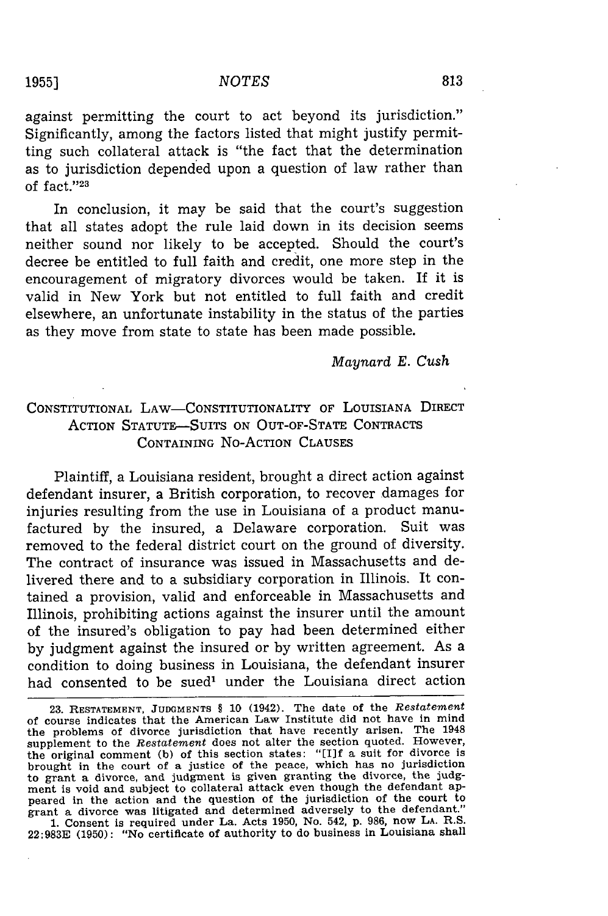against permitting the court to act beyond its jurisdiction." Significantly, among the factors listed that might justify permitting such collateral attack is "the fact that the determination as to jurisdiction depended upon a question of law rather than of fact."[23]

In conclusion, it may be said that the court's suggestion that all states adopt the rule laid down in its decision seems neither sound nor likely to be accepted. Should the court's decree be entitled to full faith and credit, one more step in the encouragement of migratory divorces would be taken. If it is valid in New York but not entitled to full faith and credit elsewhere, an unfortunate instability in the status of the parties as they move from state to state has been made possible.

*Maynard E. Cush*

## CONSTITUTIONAL LAW—CONSTITUTIONALITY OF LOUISIANA DIRECT ACTION STATUTE—SUITS ON OUT-OF-STATE CONTRACTS CONTAINING NO-ACTION CLAUSES

Plaintiff, a Louisiana resident, brought a direct action against defendant insurer, a British corporation, to recover damages for injuries resulting from the use in Louisiana of a product manufactured by the insured, a Delaware corporation. Suit was removed to the federal district court on the ground of diversity. The contract of insurance was issued in Massachusetts and delivered there and to a subsidiary corporation in Illinois. It contained a provision, valid and enforceable in Massachusetts and Illinois, prohibiting actions against the insurer until the amount of the insured's obligation to pay had been determined either by judgment against the insured or by written agreement. As a condition to doing business in Louisiana, the defendant insurer had consented to be sued[1] under the Louisiana direct action

---

23. RESTATEMENT, JUDGMENTS § 10 (1942). The date of the *Restatement* of course indicates that the American Law Institute did not have in mind the problems of divorce jurisdiction that have recently arisen. The 1948 supplement to the *Restatement* does not alter the section quoted. However, the original comment (b) of this section states: "[I]f a suit for divorce is brought in the court of a justice of the peace, which has no jurisdiction to grant a divorce, and judgment is given granting the divorce, the judgment is void and subject to collateral attack even though the defendant appeared in the action and the question of the jurisdiction of the court to grant a divorce was litigated and determined adversely to the defendant."

1. Consent is required under La. Acts 1950, No. 542, p. 986, now LA. R.S. 22:983E (1950): "No certificate of authority to do business in Louisiana shall